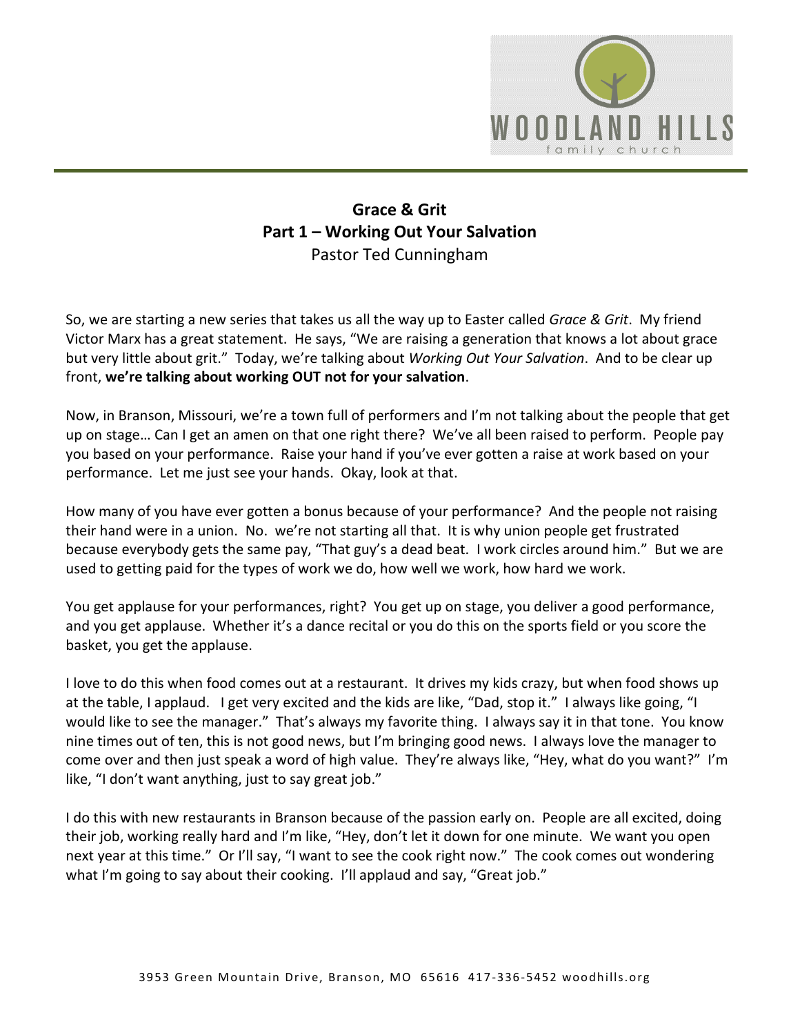# Grace & Grit
## Part 1 – Working Out Your Salvation
Pastor Ted Cunningham

So, we are starting a new series that takes us all the way up to Easter called *Grace & Grit*. My friend Victor Marx has a great statement. He says, "We are raising a generation that knows a lot about grace but very little about grit." Today, we're talking about *Working Out Your Salvation*. And to be clear up front, **we're talking about working OUT not for your salvation**.

Now, in Branson, Missouri, we're a town full of performers and I'm not talking about the people that get up on stage… Can I get an amen on that one right there? We've all been raised to perform. People pay you based on your performance. Raise your hand if you've ever gotten a raise at work based on your performance. Let me just see your hands. Okay, look at that.

How many of you have ever gotten a bonus because of your performance? And the people not raising their hand were in a union. No. we're not starting all that. It is why union people get frustrated because everybody gets the same pay, "That guy's a dead beat. I work circles around him." But we are used to getting paid for the types of work we do, how well we work, how hard we work.

You get applause for your performances, right? You get up on stage, you deliver a good performance, and you get applause. Whether it's a dance recital or you do this on the sports field or you score the basket, you get the applause.

I love to do this when food comes out at a restaurant. It drives my kids crazy, but when food shows up at the table, I applaud. I get very excited and the kids are like, "Dad, stop it." I always like going, "I would like to see the manager." That's always my favorite thing. I always say it in that tone. You know nine times out of ten, this is not good news, but I'm bringing good news. I always love the manager to come over and then just speak a word of high value. They're always like, "Hey, what do you want?" I'm like, "I don't want anything, just to say great job."

I do this with new restaurants in Branson because of the passion early on. People are all excited, doing their job, working really hard and I'm like, "Hey, don't let it down for one minute. We want you open next year at this time." Or I'll say, "I want to see the cook right now." The cook comes out wondering what I'm going to say about their cooking. I'll applaud and say, "Great job."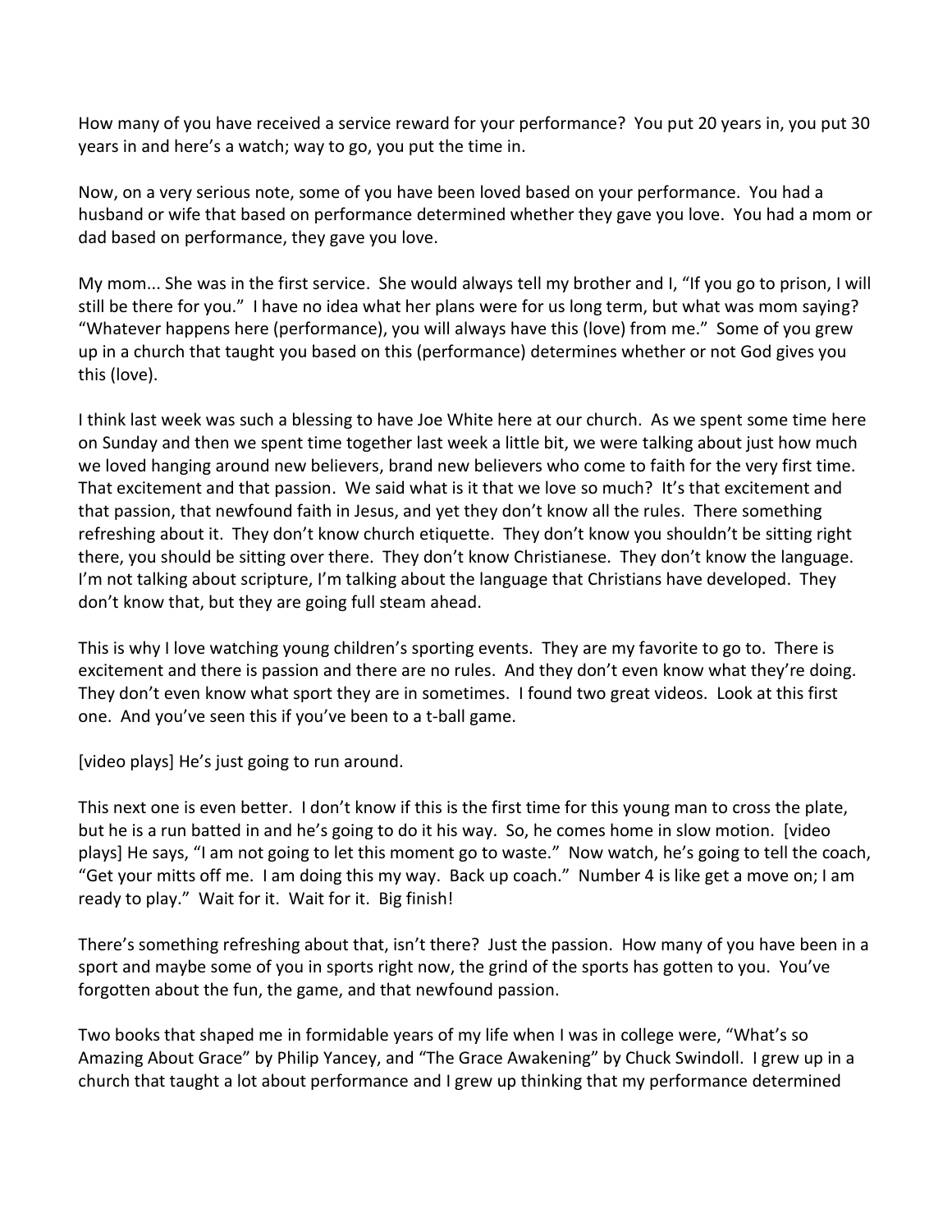How many of you have received a service reward for your performance? You put 20 years in, you put 30 years in and here's a watch; way to go, you put the time in.

Now, on a very serious note, some of you have been loved based on your performance. You had a husband or wife that based on performance determined whether they gave you love. You had a mom or dad based on performance, they gave you love.

My mom... She was in the first service. She would always tell my brother and I, "If you go to prison, I will still be there for you." I have no idea what her plans were for us long term, but what was mom saying? "Whatever happens here (performance), you will always have this (love) from me." Some of you grew up in a church that taught you based on this (performance) determines whether or not God gives you this (love).

I think last week was such a blessing to have Joe White here at our church. As we spent some time here on Sunday and then we spent time together last week a little bit, we were talking about just how much we loved hanging around new believers, brand new believers who come to faith for the very first time. That excitement and that passion. We said what is it that we love so much? It's that excitement and that passion, that newfound faith in Jesus, and yet they don't know all the rules. There something refreshing about it. They don't know church etiquette. They don't know you shouldn't be sitting right there, you should be sitting over there. They don't know Christianese. They don't know the language. I'm not talking about scripture, I'm talking about the language that Christians have developed. They don't know that, but they are going full steam ahead.

This is why I love watching young children's sporting events. They are my favorite to go to. There is excitement and there is passion and there are no rules. And they don't even know what they're doing. They don't even know what sport they are in sometimes. I found two great videos. Look at this first one. And you've seen this if you've been to a t-ball game.

[video plays] He's just going to run around.

This next one is even better. I don't know if this is the first time for this young man to cross the plate, but he is a run batted in and he's going to do it his way. So, he comes home in slow motion. [video plays] He says, "I am not going to let this moment go to waste." Now watch, he's going to tell the coach, "Get your mitts off me. I am doing this my way. Back up coach." Number 4 is like get a move on; I am ready to play." Wait for it. Wait for it. Big finish!

There's something refreshing about that, isn't there? Just the passion. How many of you have been in a sport and maybe some of you in sports right now, the grind of the sports has gotten to you. You've forgotten about the fun, the game, and that newfound passion.

Two books that shaped me in formidable years of my life when I was in college were, "What's so Amazing About Grace" by Philip Yancey, and "The Grace Awakening" by Chuck Swindoll. I grew up in a church that taught a lot about performance and I grew up thinking that my performance determined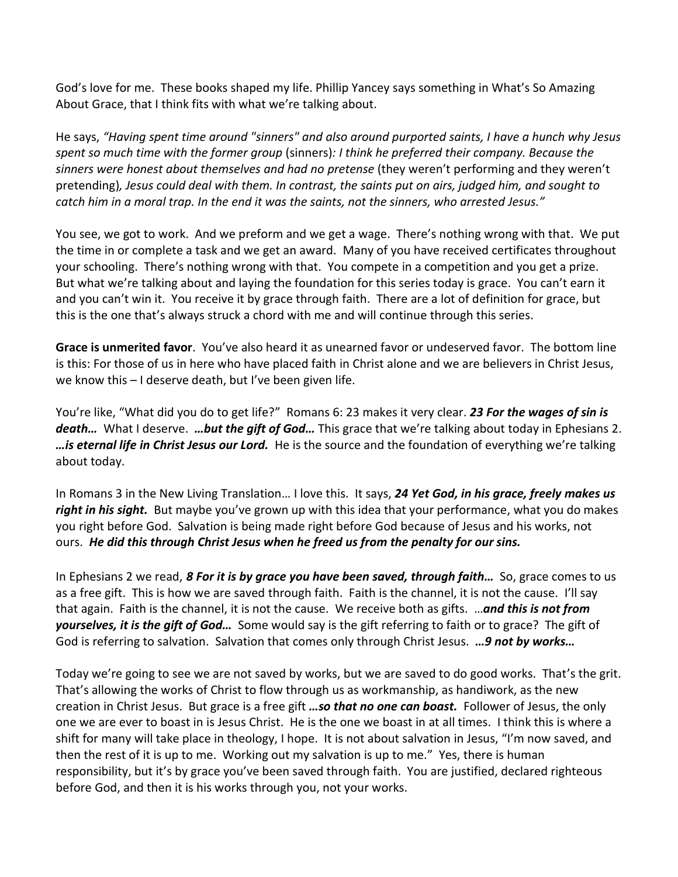God's love for me. These books shaped my life. Phillip Yancey says something in What's So Amazing About Grace, that I think fits with what we're talking about.

He says, *"Having spent time around "sinners" and also around purported saints, I have a hunch why Jesus spent so much time with the former group* (sinners)*: I think he preferred their company. Because the sinners were honest about themselves and had no pretense* (they weren't performing and they weren't pretending)*, Jesus could deal with them. In contrast, the saints put on airs, judged him, and sought to catch him in a moral trap. In the end it was the saints, not the sinners, who arrested Jesus."*

You see, we got to work. And we preform and we get a wage. There's nothing wrong with that. We put the time in or complete a task and we get an award. Many of you have received certificates throughout your schooling. There's nothing wrong with that. You compete in a competition and you get a prize. But what we're talking about and laying the foundation for this series today is grace. You can't earn it and you can't win it. You receive it by grace through faith. There are a lot of definition for grace, but this is the one that's always struck a chord with me and will continue through this series.

**Grace is unmerited favor**. You've also heard it as unearned favor or undeserved favor. The bottom line is this: For those of us in here who have placed faith in Christ alone and we are believers in Christ Jesus, we know this – I deserve death, but I've been given life.

You're like, "What did you do to get life?" Romans 6: 23 makes it very clear. ***23 For the wages of sin is death…*** What I deserve. ***…but the gift of God…*** This grace that we're talking about today in Ephesians 2. ***…is eternal life in Christ Jesus our Lord.*** He is the source and the foundation of everything we're talking about today.

In Romans 3 in the New Living Translation… I love this. It says, ***24 Yet God, in his grace, freely makes us right in his sight.*** But maybe you've grown up with this idea that your performance, what you do makes you right before God. Salvation is being made right before God because of Jesus and his works, not ours. ***He did this through Christ Jesus when he freed us from the penalty for our sins.***

In Ephesians 2 we read, ***8 For it is by grace you have been saved, through faith…*** So, grace comes to us as a free gift. This is how we are saved through faith. Faith is the channel, it is not the cause. I'll say that again. Faith is the channel, it is not the cause. We receive both as gifts. …***and this is not from yourselves, it is the gift of God…*** Some would say is the gift referring to faith or to grace? The gift of God is referring to salvation. Salvation that comes only through Christ Jesus. ***…9 not by works…***

Today we're going to see we are not saved by works, but we are saved to do good works. That's the grit. That's allowing the works of Christ to flow through us as workmanship, as handiwork, as the new creation in Christ Jesus. But grace is a free gift ***…so that no one can boast.*** Follower of Jesus, the only one we are ever to boast in is Jesus Christ. He is the one we boast in at all times. I think this is where a shift for many will take place in theology, I hope. It is not about salvation in Jesus, "I'm now saved, and then the rest of it is up to me. Working out my salvation is up to me." Yes, there is human responsibility, but it's by grace you've been saved through faith. You are justified, declared righteous before God, and then it is his works through you, not your works.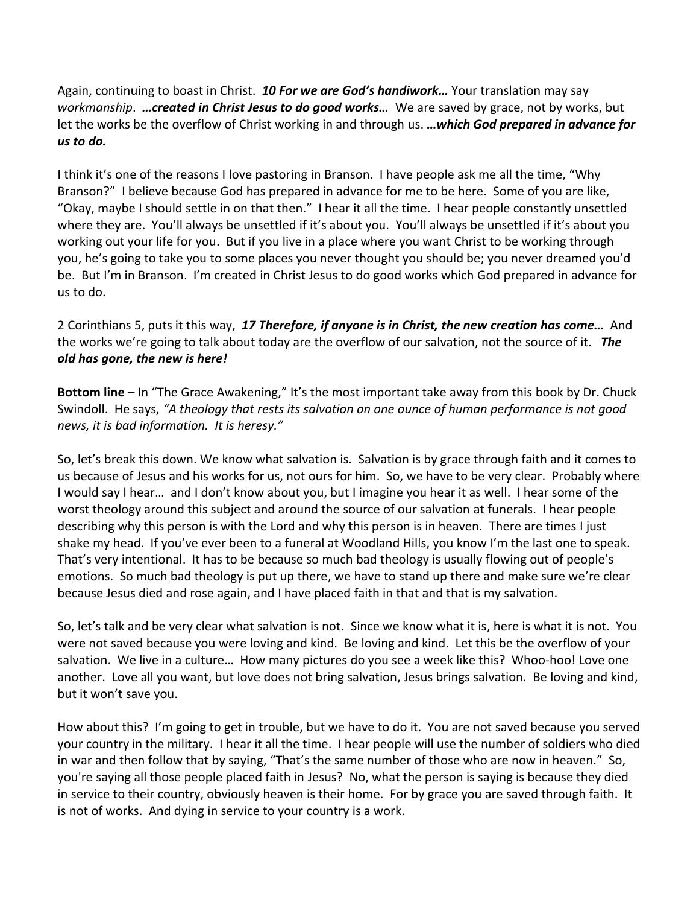Again, continuing to boast in Christ. ***10 For we are God's handiwork…*** Your translation may say *workmanship*. ***…created in Christ Jesus to do good works…*** We are saved by grace, not by works, but let the works be the overflow of Christ working in and through us. ***…which God prepared in advance for us to do.***

I think it's one of the reasons I love pastoring in Branson. I have people ask me all the time, "Why Branson?" I believe because God has prepared in advance for me to be here. Some of you are like, "Okay, maybe I should settle in on that then." I hear it all the time. I hear people constantly unsettled where they are. You'll always be unsettled if it's about you. You'll always be unsettled if it's about you working out your life for you. But if you live in a place where you want Christ to be working through you, he's going to take you to some places you never thought you should be; you never dreamed you'd be. But I'm in Branson. I'm created in Christ Jesus to do good works which God prepared in advance for us to do.

2 Corinthians 5, puts it this way, ***17 Therefore, if anyone is in Christ, the new creation has come…*** And the works we're going to talk about today are the overflow of our salvation, not the source of it. ***The old has gone, the new is here!***

**Bottom line** – In "The Grace Awakening," It's the most important take away from this book by Dr. Chuck Swindoll. He says, *"A theology that rests its salvation on one ounce of human performance is not good news, it is bad information. It is heresy."*

So, let's break this down. We know what salvation is. Salvation is by grace through faith and it comes to us because of Jesus and his works for us, not ours for him. So, we have to be very clear. Probably where I would say I hear… and I don't know about you, but I imagine you hear it as well. I hear some of the worst theology around this subject and around the source of our salvation at funerals. I hear people describing why this person is with the Lord and why this person is in heaven. There are times I just shake my head. If you've ever been to a funeral at Woodland Hills, you know I'm the last one to speak. That's very intentional. It has to be because so much bad theology is usually flowing out of people's emotions. So much bad theology is put up there, we have to stand up there and make sure we're clear because Jesus died and rose again, and I have placed faith in that and that is my salvation.

So, let's talk and be very clear what salvation is not. Since we know what it is, here is what it is not. You were not saved because you were loving and kind. Be loving and kind. Let this be the overflow of your salvation. We live in a culture… How many pictures do you see a week like this? Whoo-hoo! Love one another. Love all you want, but love does not bring salvation, Jesus brings salvation. Be loving and kind, but it won't save you.

How about this? I'm going to get in trouble, but we have to do it. You are not saved because you served your country in the military. I hear it all the time. I hear people will use the number of soldiers who died in war and then follow that by saying, "That's the same number of those who are now in heaven." So, you're saying all those people placed faith in Jesus? No, what the person is saying is because they died in service to their country, obviously heaven is their home. For by grace you are saved through faith. It is not of works. And dying in service to your country is a work.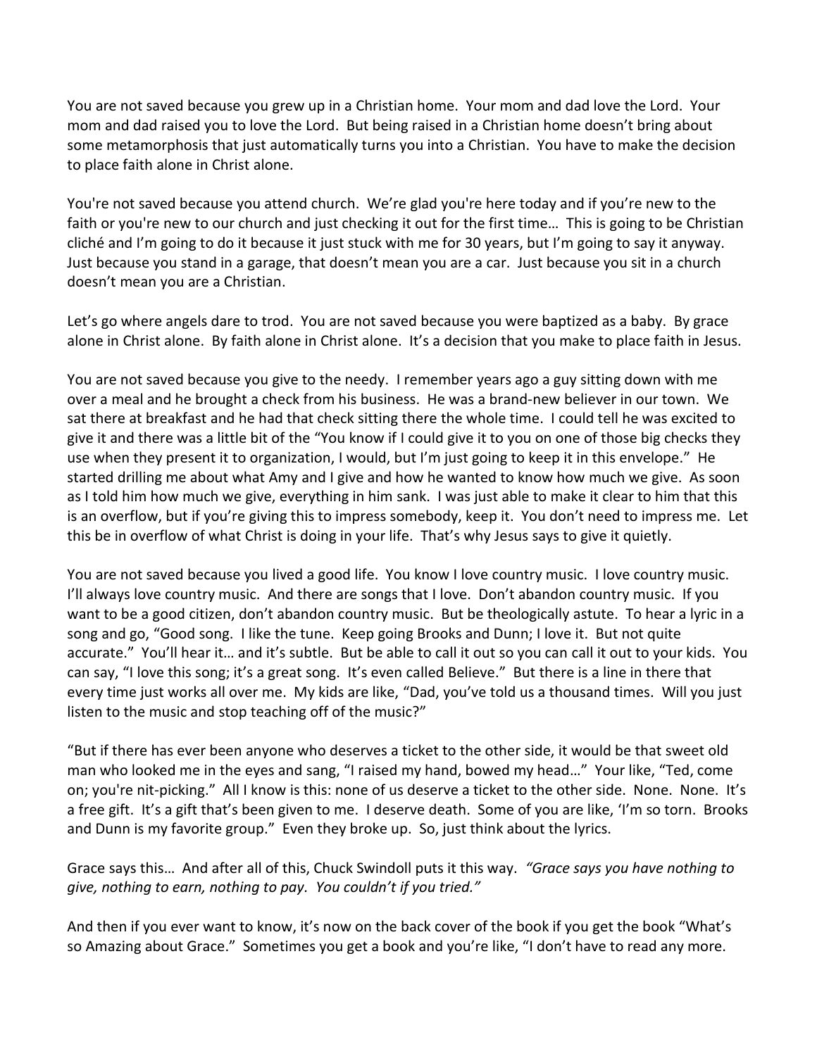You are not saved because you grew up in a Christian home. Your mom and dad love the Lord. Your mom and dad raised you to love the Lord. But being raised in a Christian home doesn't bring about some metamorphosis that just automatically turns you into a Christian. You have to make the decision to place faith alone in Christ alone.

You're not saved because you attend church. We're glad you're here today and if you're new to the faith or you're new to our church and just checking it out for the first time… This is going to be Christian cliché and I'm going to do it because it just stuck with me for 30 years, but I'm going to say it anyway. Just because you stand in a garage, that doesn't mean you are a car. Just because you sit in a church doesn't mean you are a Christian.

Let's go where angels dare to trod. You are not saved because you were baptized as a baby. By grace alone in Christ alone. By faith alone in Christ alone. It's a decision that you make to place faith in Jesus.

You are not saved because you give to the needy. I remember years ago a guy sitting down with me over a meal and he brought a check from his business. He was a brand-new believer in our town. We sat there at breakfast and he had that check sitting there the whole time. I could tell he was excited to give it and there was a little bit of the "You know if I could give it to you on one of those big checks they use when they present it to organization, I would, but I'm just going to keep it in this envelope." He started drilling me about what Amy and I give and how he wanted to know how much we give. As soon as I told him how much we give, everything in him sank. I was just able to make it clear to him that this is an overflow, but if you're giving this to impress somebody, keep it. You don't need to impress me. Let this be in overflow of what Christ is doing in your life. That's why Jesus says to give it quietly.

You are not saved because you lived a good life. You know I love country music. I love country music. I'll always love country music. And there are songs that I love. Don't abandon country music. If you want to be a good citizen, don't abandon country music. But be theologically astute. To hear a lyric in a song and go, "Good song. I like the tune. Keep going Brooks and Dunn; I love it. But not quite accurate." You'll hear it… and it's subtle. But be able to call it out so you can call it out to your kids. You can say, "I love this song; it's a great song. It's even called Believe." But there is a line in there that every time just works all over me. My kids are like, "Dad, you've told us a thousand times. Will you just listen to the music and stop teaching off of the music?"

"But if there has ever been anyone who deserves a ticket to the other side, it would be that sweet old man who looked me in the eyes and sang, "I raised my hand, bowed my head…" Your like, "Ted, come on; you're nit-picking." All I know is this: none of us deserve a ticket to the other side. None. None. It's a free gift. It's a gift that's been given to me. I deserve death. Some of you are like, 'I'm so torn. Brooks and Dunn is my favorite group." Even they broke up. So, just think about the lyrics.

Grace says this… And after all of this, Chuck Swindoll puts it this way. *"Grace says you have nothing to give, nothing to earn, nothing to pay. You couldn't if you tried."*

And then if you ever want to know, it's now on the back cover of the book if you get the book "What's so Amazing about Grace." Sometimes you get a book and you're like, "I don't have to read any more.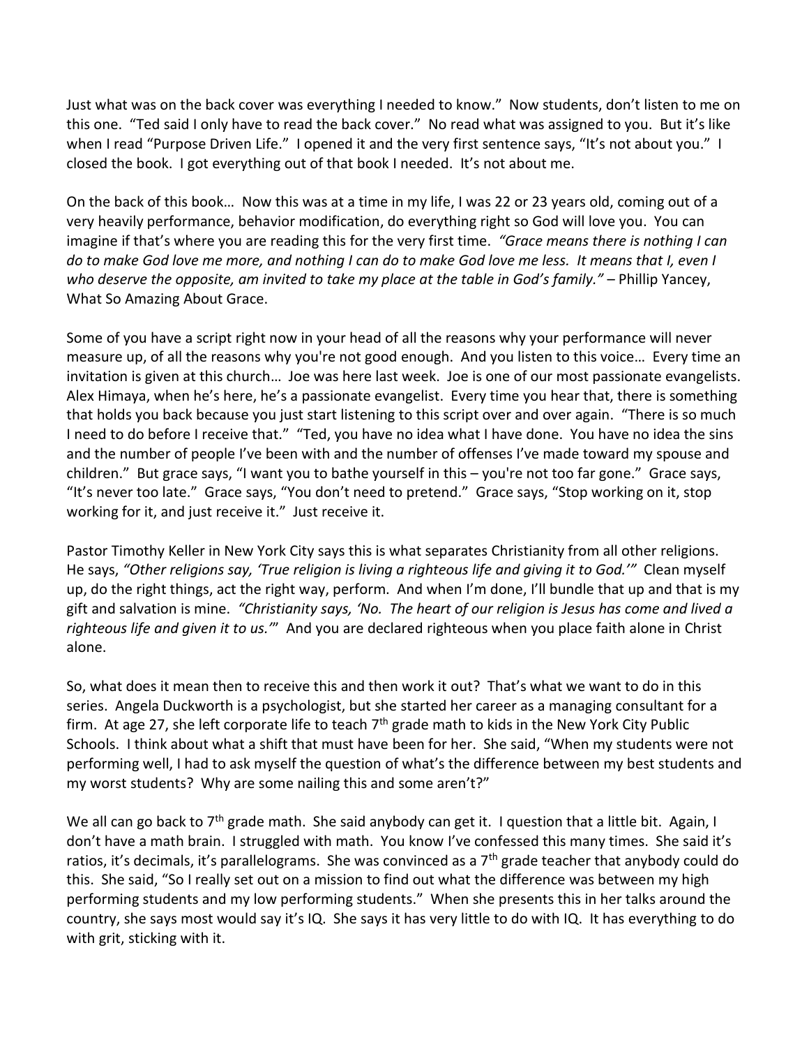Just what was on the back cover was everything I needed to know." Now students, don't listen to me on this one. "Ted said I only have to read the back cover." No read what was assigned to you. But it's like when I read "Purpose Driven Life." I opened it and the very first sentence says, "It's not about you." I closed the book. I got everything out of that book I needed. It's not about me.

On the back of this book… Now this was at a time in my life, I was 22 or 23 years old, coming out of a very heavily performance, behavior modification, do everything right so God will love you. You can imagine if that's where you are reading this for the very first time. *"Grace means there is nothing I can do to make God love me more, and nothing I can do to make God love me less. It means that I, even I who deserve the opposite, am invited to take my place at the table in God's family."* – Phillip Yancey, What So Amazing About Grace.

Some of you have a script right now in your head of all the reasons why your performance will never measure up, of all the reasons why you're not good enough. And you listen to this voice… Every time an invitation is given at this church… Joe was here last week. Joe is one of our most passionate evangelists. Alex Himaya, when he's here, he's a passionate evangelist. Every time you hear that, there is something that holds you back because you just start listening to this script over and over again. "There is so much I need to do before I receive that." "Ted, you have no idea what I have done. You have no idea the sins and the number of people I've been with and the number of offenses I've made toward my spouse and children." But grace says, "I want you to bathe yourself in this – you're not too far gone." Grace says, "It's never too late." Grace says, "You don't need to pretend." Grace says, "Stop working on it, stop working for it, and just receive it." Just receive it.

Pastor Timothy Keller in New York City says this is what separates Christianity from all other religions. He says, *"Other religions say, 'True religion is living a righteous life and giving it to God.'"* Clean myself up, do the right things, act the right way, perform. And when I'm done, I'll bundle that up and that is my gift and salvation is mine. *"Christianity says, 'No. The heart of our religion is Jesus has come and lived a righteous life and given it to us.'"* And you are declared righteous when you place faith alone in Christ alone.

So, what does it mean then to receive this and then work it out? That's what we want to do in this series. Angela Duckworth is a psychologist, but she started her career as a managing consultant for a firm. At age 27, she left corporate life to teach 7th grade math to kids in the New York City Public Schools. I think about what a shift that must have been for her. She said, "When my students were not performing well, I had to ask myself the question of what's the difference between my best students and my worst students? Why are some nailing this and some aren't?"

We all can go back to 7th grade math. She said anybody can get it. I question that a little bit. Again, I don't have a math brain. I struggled with math. You know I've confessed this many times. She said it's ratios, it's decimals, it's parallelograms. She was convinced as a 7th grade teacher that anybody could do this. She said, "So I really set out on a mission to find out what the difference was between my high performing students and my low performing students." When she presents this in her talks around the country, she says most would say it's IQ. She says it has very little to do with IQ. It has everything to do with grit, sticking with it.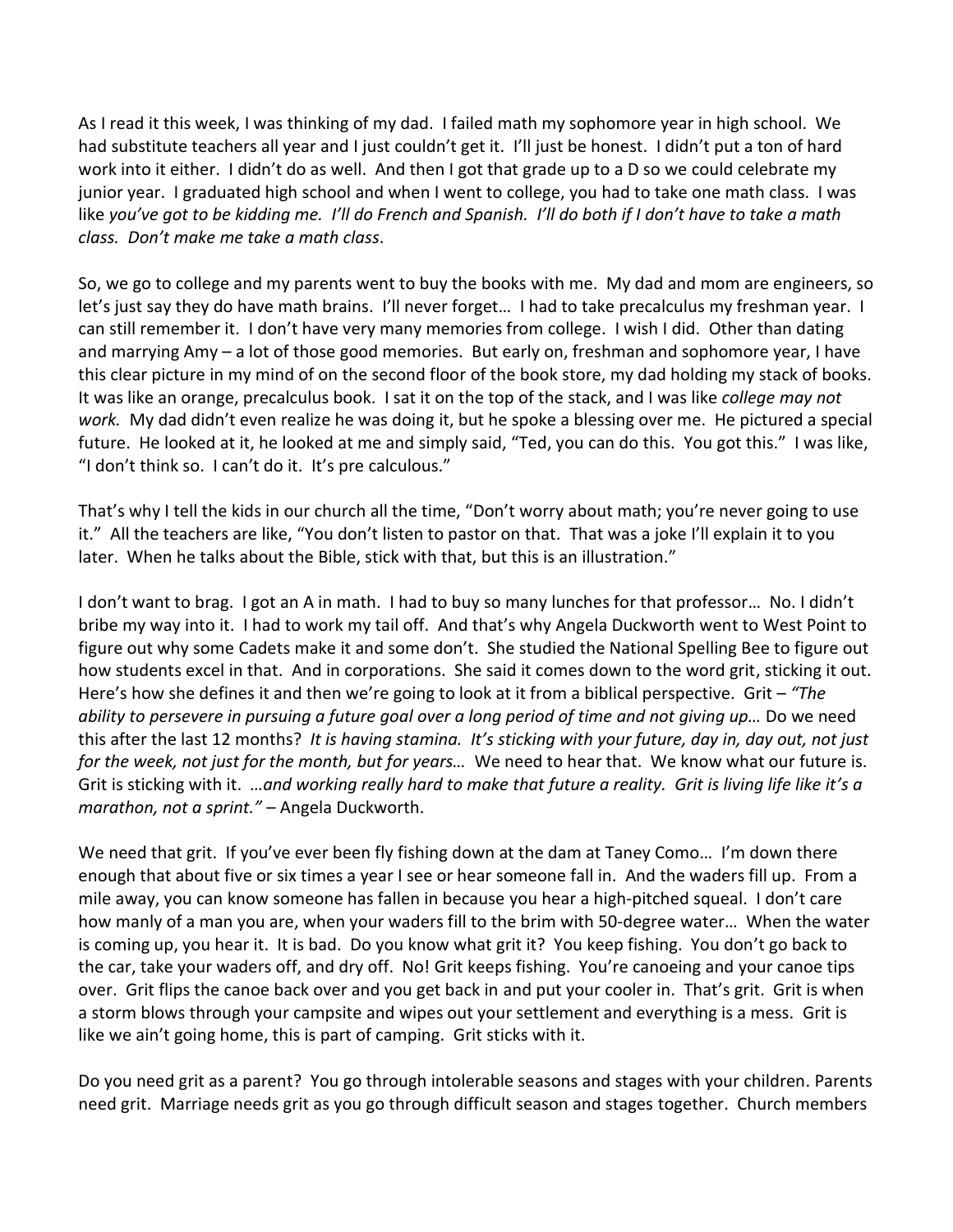As I read it this week, I was thinking of my dad. I failed math my sophomore year in high school. We had substitute teachers all year and I just couldn't get it. I'll just be honest. I didn't put a ton of hard work into it either. I didn't do as well. And then I got that grade up to a D so we could celebrate my junior year. I graduated high school and when I went to college, you had to take one math class. I was like *you've got to be kidding me. I'll do French and Spanish. I'll do both if I don't have to take a math class. Don't make me take a math class*.

So, we go to college and my parents went to buy the books with me. My dad and mom are engineers, so let's just say they do have math brains. I'll never forget… I had to take precalculus my freshman year. I can still remember it. I don't have very many memories from college. I wish I did. Other than dating and marrying Amy – a lot of those good memories. But early on, freshman and sophomore year, I have this clear picture in my mind of on the second floor of the book store, my dad holding my stack of books. It was like an orange, precalculus book. I sat it on the top of the stack, and I was like *college may not work.* My dad didn't even realize he was doing it, but he spoke a blessing over me. He pictured a special future. He looked at it, he looked at me and simply said, "Ted, you can do this. You got this." I was like, "I don't think so. I can't do it. It's pre calculous."

That's why I tell the kids in our church all the time, "Don't worry about math; you're never going to use it." All the teachers are like, "You don't listen to pastor on that. That was a joke I'll explain it to you later. When he talks about the Bible, stick with that, but this is an illustration."

I don't want to brag. I got an A in math. I had to buy so many lunches for that professor… No. I didn't bribe my way into it. I had to work my tail off. And that's why Angela Duckworth went to West Point to figure out why some Cadets make it and some don't. She studied the National Spelling Bee to figure out how students excel in that. And in corporations. She said it comes down to the word grit, sticking it out. Here's how she defines it and then we're going to look at it from a biblical perspective. Grit – *"The ability to persevere in pursuing a future goal over a long period of time and not giving up…* Do we need this after the last 12 months? *It is having stamina. It's sticking with your future, day in, day out, not just for the week, not just for the month, but for years…* We need to hear that. We know what our future is. Grit is sticking with it. *…and working really hard to make that future a reality. Grit is living life like it's a marathon, not a sprint."* – Angela Duckworth.

We need that grit. If you've ever been fly fishing down at the dam at Taney Como… I'm down there enough that about five or six times a year I see or hear someone fall in. And the waders fill up. From a mile away, you can know someone has fallen in because you hear a high-pitched squeal. I don't care how manly of a man you are, when your waders fill to the brim with 50-degree water… When the water is coming up, you hear it. It is bad. Do you know what grit it? You keep fishing. You don't go back to the car, take your waders off, and dry off. No! Grit keeps fishing. You're canoeing and your canoe tips over. Grit flips the canoe back over and you get back in and put your cooler in. That's grit. Grit is when a storm blows through your campsite and wipes out your settlement and everything is a mess. Grit is like we ain't going home, this is part of camping. Grit sticks with it.

Do you need grit as a parent? You go through intolerable seasons and stages with your children. Parents need grit. Marriage needs grit as you go through difficult season and stages together. Church members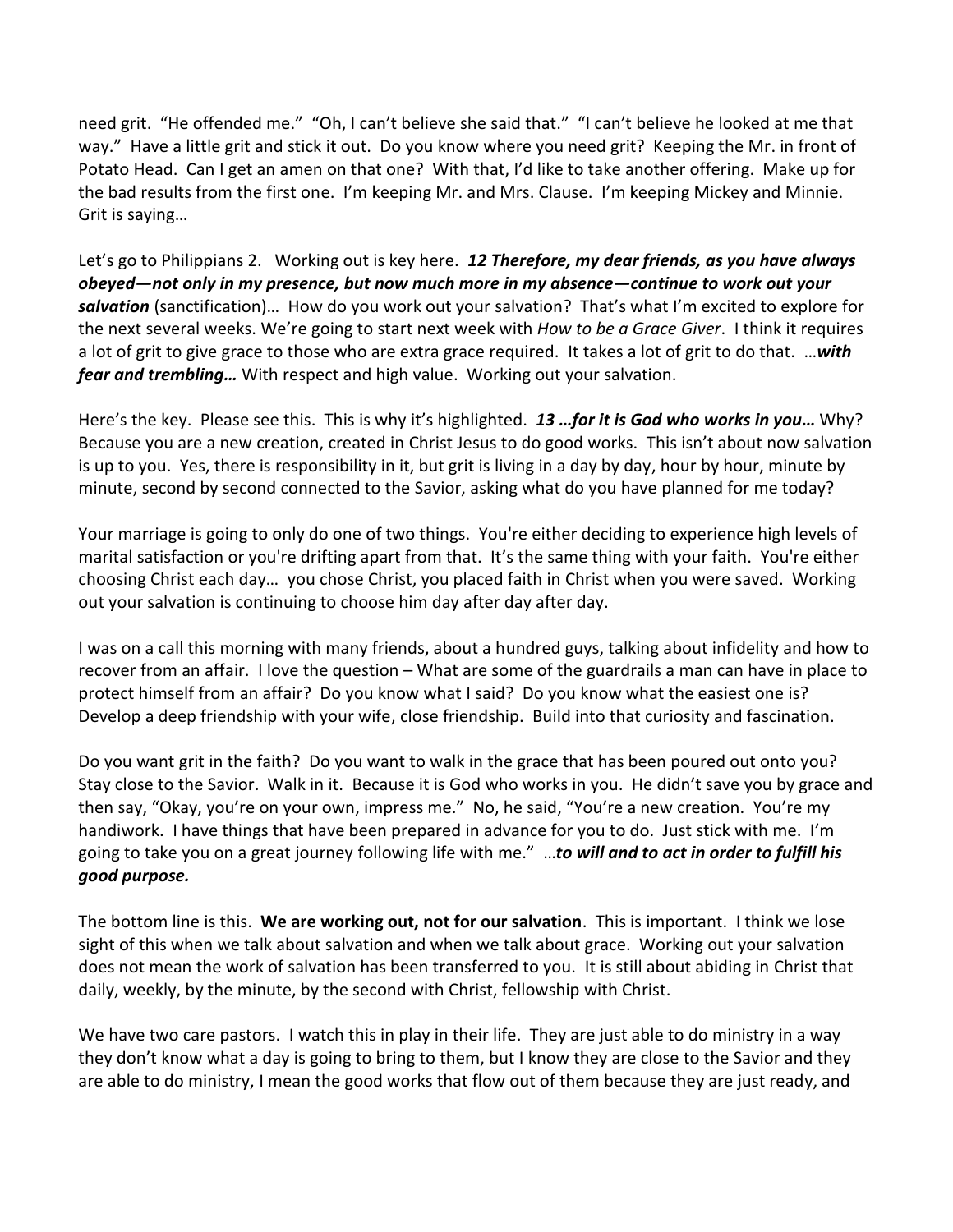need grit. "He offended me." "Oh, I can't believe she said that." "I can't believe he looked at me that way." Have a little grit and stick it out. Do you know where you need grit? Keeping the Mr. in front of Potato Head. Can I get an amen on that one? With that, I'd like to take another offering. Make up for the bad results from the first one. I'm keeping Mr. and Mrs. Clause. I'm keeping Mickey and Minnie. Grit is saying…

Let's go to Philippians 2. Working out is key here. ***12 Therefore, my dear friends, as you have always obeyed—not only in my presence, but now much more in my absence—continue to work out your salvation*** (sanctification)… How do you work out your salvation? That's what I'm excited to explore for the next several weeks. We're going to start next week with *How to be a Grace Giver*. I think it requires a lot of grit to give grace to those who are extra grace required. It takes a lot of grit to do that. …***with fear and trembling…*** With respect and high value. Working out your salvation.

Here's the key. Please see this. This is why it's highlighted. ***13 …for it is God who works in you…*** Why? Because you are a new creation, created in Christ Jesus to do good works. This isn't about now salvation is up to you. Yes, there is responsibility in it, but grit is living in a day by day, hour by hour, minute by minute, second by second connected to the Savior, asking what do you have planned for me today?

Your marriage is going to only do one of two things. You're either deciding to experience high levels of marital satisfaction or you're drifting apart from that. It's the same thing with your faith. You're either choosing Christ each day… you chose Christ, you placed faith in Christ when you were saved. Working out your salvation is continuing to choose him day after day after day.

I was on a call this morning with many friends, about a hundred guys, talking about infidelity and how to recover from an affair. I love the question – What are some of the guardrails a man can have in place to protect himself from an affair? Do you know what I said? Do you know what the easiest one is? Develop a deep friendship with your wife, close friendship. Build into that curiosity and fascination.

Do you want grit in the faith? Do you want to walk in the grace that has been poured out onto you? Stay close to the Savior. Walk in it. Because it is God who works in you. He didn't save you by grace and then say, "Okay, you're on your own, impress me." No, he said, "You're a new creation. You're my handiwork. I have things that have been prepared in advance for you to do. Just stick with me. I'm going to take you on a great journey following life with me." …***to will and to act in order to fulfill his good purpose.***

The bottom line is this. **We are working out, not for our salvation**. This is important. I think we lose sight of this when we talk about salvation and when we talk about grace. Working out your salvation does not mean the work of salvation has been transferred to you. It is still about abiding in Christ that daily, weekly, by the minute, by the second with Christ, fellowship with Christ.

We have two care pastors. I watch this in play in their life. They are just able to do ministry in a way they don't know what a day is going to bring to them, but I know they are close to the Savior and they are able to do ministry, I mean the good works that flow out of them because they are just ready, and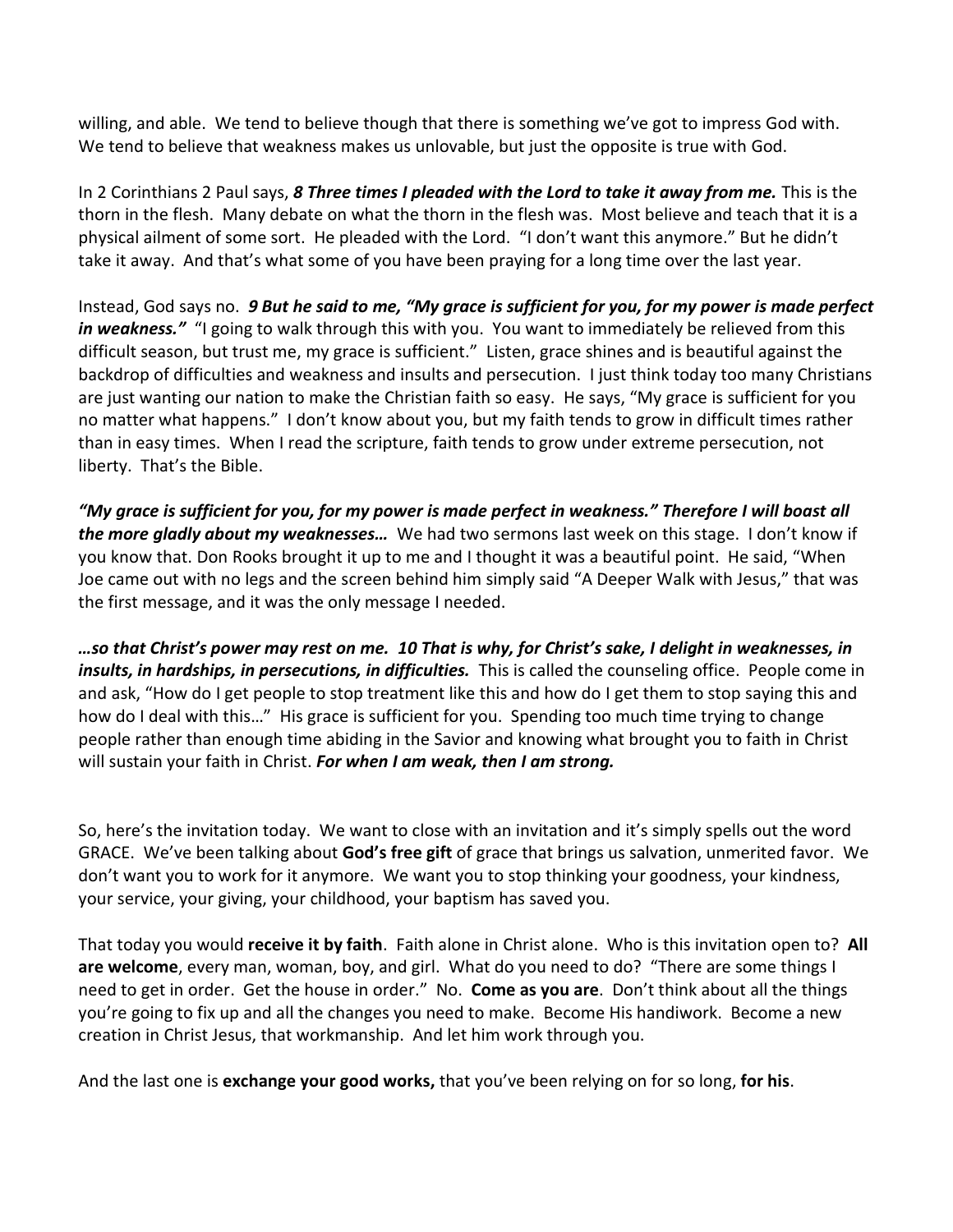willing, and able. We tend to believe though that there is something we've got to impress God with. We tend to believe that weakness makes us unlovable, but just the opposite is true with God.

In 2 Corinthians 2 Paul says, ***8 Three times I pleaded with the Lord to take it away from me.*** This is the thorn in the flesh. Many debate on what the thorn in the flesh was. Most believe and teach that it is a physical ailment of some sort. He pleaded with the Lord. "I don't want this anymore." But he didn't take it away. And that's what some of you have been praying for a long time over the last year.

Instead, God says no. ***9 But he said to me, "My grace is sufficient for you, for my power is made perfect in weakness."*** "I going to walk through this with you. You want to immediately be relieved from this difficult season, but trust me, my grace is sufficient." Listen, grace shines and is beautiful against the backdrop of difficulties and weakness and insults and persecution. I just think today too many Christians are just wanting our nation to make the Christian faith so easy. He says, "My grace is sufficient for you no matter what happens." I don't know about you, but my faith tends to grow in difficult times rather than in easy times. When I read the scripture, faith tends to grow under extreme persecution, not liberty. That's the Bible.

***"My grace is sufficient for you, for my power is made perfect in weakness." Therefore I will boast all the more gladly about my weaknesses…*** We had two sermons last week on this stage. I don't know if you know that. Don Rooks brought it up to me and I thought it was a beautiful point. He said, "When Joe came out with no legs and the screen behind him simply said "A Deeper Walk with Jesus," that was the first message, and it was the only message I needed.

***…so that Christ's power may rest on me. 10 That is why, for Christ's sake, I delight in weaknesses, in insults, in hardships, in persecutions, in difficulties.*** This is called the counseling office. People come in and ask, "How do I get people to stop treatment like this and how do I get them to stop saying this and how do I deal with this…" His grace is sufficient for you. Spending too much time trying to change people rather than enough time abiding in the Savior and knowing what brought you to faith in Christ will sustain your faith in Christ. ***For when I am weak, then I am strong.***

So, here's the invitation today. We want to close with an invitation and it's simply spells out the word GRACE. We've been talking about **God's free gift** of grace that brings us salvation, unmerited favor. We don't want you to work for it anymore. We want you to stop thinking your goodness, your kindness, your service, your giving, your childhood, your baptism has saved you.

That today you would **receive it by faith**. Faith alone in Christ alone. Who is this invitation open to? **All are welcome**, every man, woman, boy, and girl. What do you need to do? "There are some things I need to get in order. Get the house in order." No. **Come as you are**. Don't think about all the things you're going to fix up and all the changes you need to make. Become His handiwork. Become a new creation in Christ Jesus, that workmanship. And let him work through you.

And the last one is **exchange your good works,** that you've been relying on for so long, **for his**.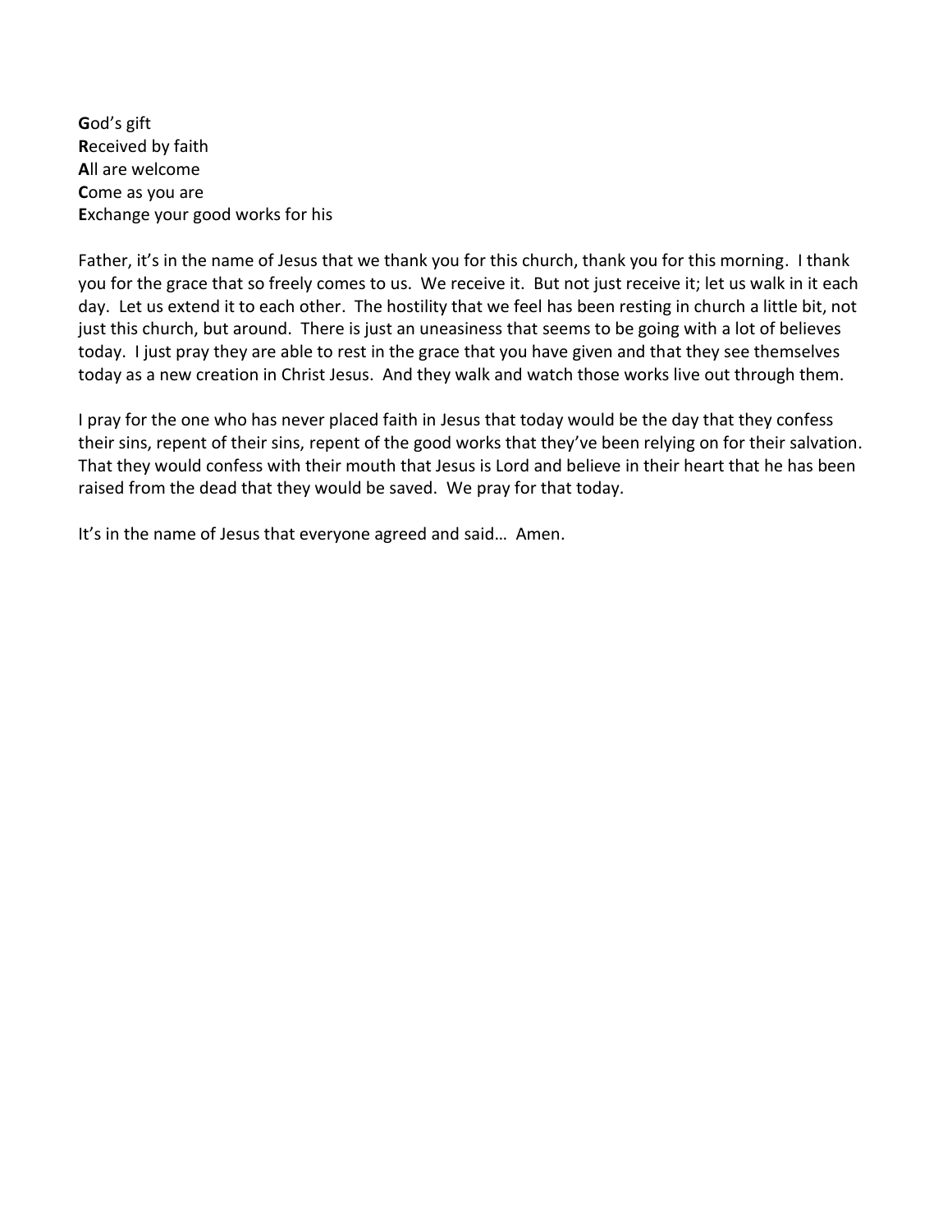**G**od’s gift  
**R**eceived by faith  
**A**ll are welcome  
**C**ome as you are  
**E**xchange your good works for his

Father, it’s in the name of Jesus that we thank you for this church, thank you for this morning. I thank you for the grace that so freely comes to us. We receive it. But not just receive it; let us walk in it each day. Let us extend it to each other. The hostility that we feel has been resting in church a little bit, not just this church, but around. There is just an uneasiness that seems to be going with a lot of believes today. I just pray they are able to rest in the grace that you have given and that they see themselves today as a new creation in Christ Jesus. And they walk and watch those works live out through them.

I pray for the one who has never placed faith in Jesus that today would be the day that they confess their sins, repent of their sins, repent of the good works that they’ve been relying on for their salvation. That they would confess with their mouth that Jesus is Lord and believe in their heart that he has been raised from the dead that they would be saved. We pray for that today.

It’s in the name of Jesus that everyone agreed and said… Amen.